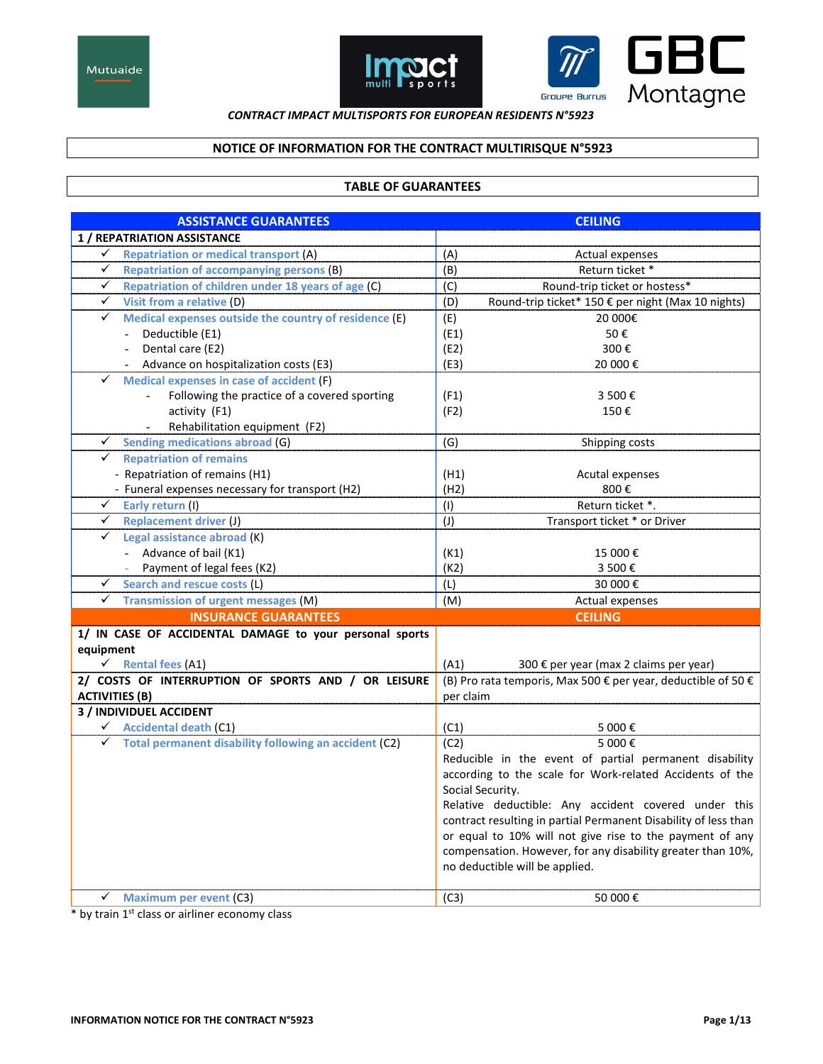*CONTRACT IMPACT MULTISPORTS FOR EUROPEAN RESIDENTS N°5923*

## NOTICE OF INFORMATION FOR THE CONTRACT MULTIRISQUE N°5923

## TABLE OF GUARANTEES

| ASSISTANCE GUARANTEES | CEILING |
|---|---|
| **1 / REPATRIATION ASSISTANCE** | |
| ✓ Repatriation or medical transport (A) | (A) Actual expenses |
| ✓ Repatriation of accompanying persons (B) | (B) Return ticket * |
| ✓ Repatriation of children under 18 years of age (C) | (C) Round-trip ticket or hostess* |
| ✓ Visit from a relative (D) | (D) Round-trip ticket* 150 € per night (Max 10 nights) |
| ✓ Medical expenses outside the country of residence (E) | (E) 20 000€ |
| - Deductible (E1) | (E1) 50 € |
| - Dental care (E2) | (E2) 300 € |
| - Advance on hospitalization costs (E3) | (E3) 20 000 € |
| ✓ Medical expenses in case of accident (F) | |
| - Following the practice of a covered sporting activity (F1) | (F1) 3 500 € |
| - Rehabilitation equipment (F2) | (F2) 150 € |
| ✓ Sending medications abroad (G) | (G) Shipping costs |
| ✓ Repatriation of remains | |
| - Repatriation of remains (H1) | (H1) Acutal expenses |
| - Funeral expenses necessary for transport (H2) | (H2) 800 € |
| ✓ Early return (I) | (I) Return ticket *. |
| ✓ Replacement driver (J) | (J) Transport ticket * or Driver |
| ✓ Legal assistance abroad (K) | |
| - Advance of bail (K1) | (K1) 15 000 € |
| - Payment of legal fees (K2) | (K2) 3 500 € |
| ✓ Search and rescue costs (L) | (L) 30 000 € |
| ✓ Transmission of urgent messages (M) | (M) Actual expenses |
| **INSURANCE GUARANTEES** | **CEILING** |
| **1/ IN CASE OF ACCIDENTAL DAMAGE to your personal sports equipment** | |
| ✓ Rental fees (A1) | (A1) 300 € per year (max 2 claims per year) |
| **2/ COSTS OF INTERRUPTION OF SPORTS AND / OR LEISURE ACTIVITIES (B)** | (B) Pro rata temporis, Max 500 € per year, deductible of 50 € per claim |
| **3 / INDIVIDUEL ACCIDENT** | |
| ✓ Accidental death (C1) | (C1) 5 000 € |
| ✓ Total permanent disability following an accident (C2) | (C2) 5 000 €<br>Reducible in the event of partial permanent disability according to the scale for Work-related Accidents of the Social Security.<br>Relative deductible: Any accident covered under this contract resulting in partial Permanent Disability of less than or equal to 10% will not give rise to the payment of any compensation. However, for any disability greater than 10%, no deductible will be applied. |
| ✓ Maximum per event (C3) | (C3) 50 000 € |

* by train 1st class or airliner economy class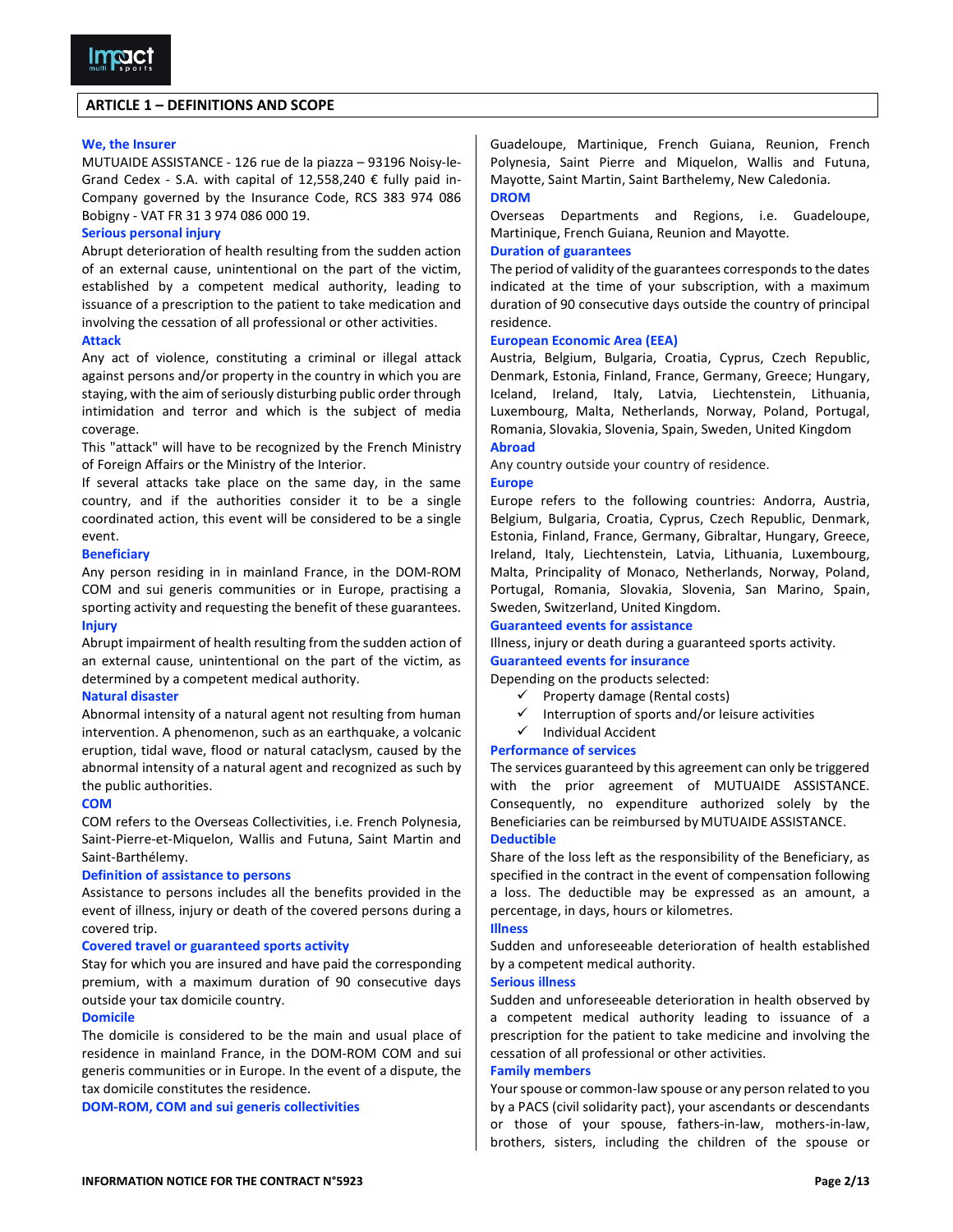## ARTICLE 1 – DEFINITIONS AND SCOPE

### We, the Insurer

MUTUAIDE ASSISTANCE - 126 rue de la piazza – 93196 Noisy-le-Grand Cedex - S.A. with capital of 12,558,240 € fully paid in-Company governed by the Insurance Code, RCS 383 974 086 Bobigny - VAT FR 31 3 974 086 000 19.

### Serious personal injury

Abrupt deterioration of health resulting from the sudden action of an external cause, unintentional on the part of the victim, established by a competent medical authority, leading to issuance of a prescription to the patient to take medication and involving the cessation of all professional or other activities.

### Attack

Any act of violence, constituting a criminal or illegal attack against persons and/or property in the country in which you are staying, with the aim of seriously disturbing public order through intimidation and terror and which is the subject of media coverage.

This "attack" will have to be recognized by the French Ministry of Foreign Affairs or the Ministry of the Interior.

If several attacks take place on the same day, in the same country, and if the authorities consider it to be a single coordinated action, this event will be considered to be a single event.

### Beneficiary

Any person residing in in mainland France, in the DOM-ROM COM and sui generis communities or in Europe, practising a sporting activity and requesting the benefit of these guarantees.

### Injury

Abrupt impairment of health resulting from the sudden action of an external cause, unintentional on the part of the victim, as determined by a competent medical authority.

### Natural disaster

Abnormal intensity of a natural agent not resulting from human intervention. A phenomenon, such as an earthquake, a volcanic eruption, tidal wave, flood or natural cataclysm, caused by the abnormal intensity of a natural agent and recognized as such by the public authorities.

### COM

COM refers to the Overseas Collectivities, i.e. French Polynesia, Saint-Pierre-et-Miquelon, Wallis and Futuna, Saint Martin and Saint-Barthélemy.

### Definition of assistance to persons

Assistance to persons includes all the benefits provided in the event of illness, injury or death of the covered persons during a covered trip.

### Covered travel or guaranteed sports activity

Stay for which you are insured and have paid the corresponding premium, with a maximum duration of 90 consecutive days outside your tax domicile country.

### Domicile

The domicile is considered to be the main and usual place of residence in mainland France, in the DOM-ROM COM and sui generis communities or in Europe. In the event of a dispute, the tax domicile constitutes the residence.

### DOM-ROM, COM and sui generis collectivities

Guadeloupe, Martinique, French Guiana, Reunion, French Polynesia, Saint Pierre and Miquelon, Wallis and Futuna, Mayotte, Saint Martin, Saint Barthelemy, New Caledonia.

### DROM

Overseas Departments and Regions, i.e. Guadeloupe, Martinique, French Guiana, Reunion and Mayotte.

### Duration of guarantees

The period of validity of the guarantees corresponds to the dates indicated at the time of your subscription, with a maximum duration of 90 consecutive days outside the country of principal residence.

### European Economic Area (EEA)

Austria, Belgium, Bulgaria, Croatia, Cyprus, Czech Republic, Denmark, Estonia, Finland, France, Germany, Greece; Hungary, Iceland, Ireland, Italy, Latvia, Liechtenstein, Lithuania, Luxembourg, Malta, Netherlands, Norway, Poland, Portugal, Romania, Slovakia, Slovenia, Spain, Sweden, United Kingdom

### Abroad

Any country outside your country of residence.

### Europe

Europe refers to the following countries: Andorra, Austria, Belgium, Bulgaria, Croatia, Cyprus, Czech Republic, Denmark, Estonia, Finland, France, Germany, Gibraltar, Hungary, Greece, Ireland, Italy, Liechtenstein, Latvia, Lithuania, Luxembourg, Malta, Principality of Monaco, Netherlands, Norway, Poland, Portugal, Romania, Slovakia, Slovenia, San Marino, Spain, Sweden, Switzerland, United Kingdom.

### Guaranteed events for assistance

Illness, injury or death during a guaranteed sports activity.

### Guaranteed events for insurance

Depending on the products selected:

- ✓ Property damage (Rental costs)
- ✓ Interruption of sports and/or leisure activities
- ✓ Individual Accident

### Performance of services

The services guaranteed by this agreement can only be triggered with the prior agreement of MUTUAIDE ASSISTANCE. Consequently, no expenditure authorized solely by the Beneficiaries can be reimbursed by MUTUAIDE ASSISTANCE.

### Deductible

Share of the loss left as the responsibility of the Beneficiary, as specified in the contract in the event of compensation following a loss. The deductible may be expressed as an amount, a percentage, in days, hours or kilometres.

### Illness

Sudden and unforeseeable deterioration of health established by a competent medical authority.

### Serious illness

Sudden and unforeseeable deterioration in health observed by a competent medical authority leading to issuance of a prescription for the patient to take medicine and involving the cessation of all professional or other activities.

### Family members

Your spouse or common-law spouse or any person related to you by a PACS (civil solidarity pact), your ascendants or descendants or those of your spouse, fathers-in-law, mothers-in-law, brothers, sisters, including the children of the spouse or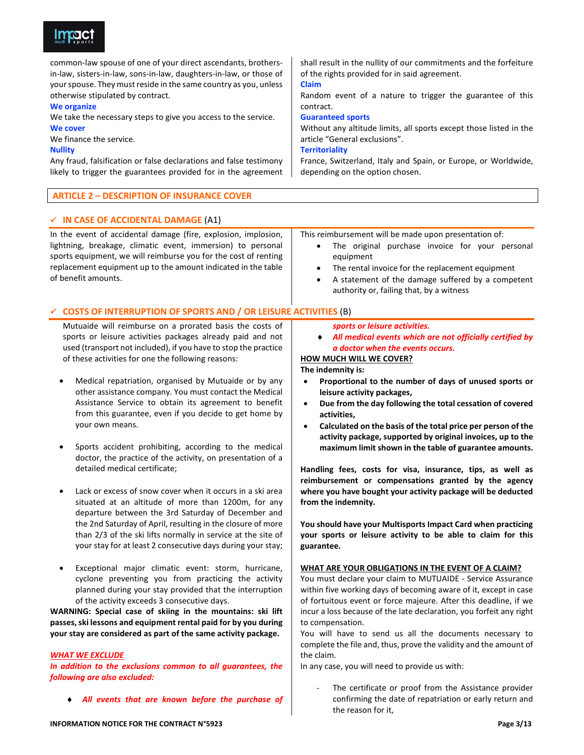common-law spouse of one of your direct ascendants, brothers-in-law, sisters-in-law, sons-in-law, daughters-in-law, or those of your spouse. They must reside in the same country as you, unless otherwise stipulated by contract.

**We organize**

We take the necessary steps to give you access to the service.

**We cover**

We finance the service.

**Nullity**

Any fraud, falsification or false declarations and false testimony likely to trigger the guarantees provided for in the agreement shall result in the nullity of our commitments and the forfeiture of the rights provided for in said agreement.

**Claim**

Random event of a nature to trigger the guarantee of this contract.

**Guaranteed sports**

Without any altitude limits, all sports except those listed in the article "General exclusions".

**Territoriality**

France, Switzerland, Italy and Spain, or Europe, or Worldwide, depending on the option chosen.

## ARTICLE 2 – DESCRIPTION OF INSURANCE COVER

### ✓ IN CASE OF ACCIDENTAL DAMAGE (A1)

In the event of accidental damage (fire, explosion, implosion, lightning, breakage, climatic event, immersion) to personal sports equipment, we will reimburse you for the cost of renting replacement equipment up to the amount indicated in the table of benefit amounts.

This reimbursement will be made upon presentation of:

- The original purchase invoice for your personal equipment
- The rental invoice for the replacement equipment
- A statement of the damage suffered by a competent authority or, failing that, by a witness

### ✓ COSTS OF INTERRUPTION OF SPORTS AND / OR LEISURE ACTIVITIES (B)

Mutuaide will reimburse on a prorated basis the costs of sports or leisure activities packages already paid and not used (transport not included), if you have to stop the practice of these activities for one the following reasons:

- Medical repatriation, organised by Mutuaide or by any other assistance company. You must contact the Medical Assistance Service to obtain its agreement to benefit from this guarantee, even if you decide to get home by your own means.
- Sports accident prohibiting, according to the medical doctor, the practice of the activity, on presentation of a detailed medical certificate;
- Lack or excess of snow cover when it occurs in a ski area situated at an altitude of more than 1200m, for any departure between the 3rd Saturday of December and the 2nd Saturday of April, resulting in the closure of more than 2/3 of the ski lifts normally in service at the site of your stay for at least 2 consecutive days during your stay;
- Exceptional major climatic event: storm, hurricane, cyclone preventing you from practicing the activity planned during your stay provided that the interruption of the activity exceeds 3 consecutive days.

**WARNING: Special case of skiing in the mountains: ski lift passes, ski lessons and equipment rental paid for by you during your stay are considered as part of the same activity package.**

***WHAT WE EXCLUDE***

***In addition to the exclusions common to all guarantees, the following are also excluded:***

- ***All events that are known before the purchase of sports or leisure activities.***
- ***All medical events which are not officially certified by a doctor when the events occurs.***

**HOW MUCH WILL WE COVER?**

**The indemnity is:**

- **Proportional to the number of days of unused sports or leisure activity packages,**
- **Due from the day following the total cessation of covered activities,**
- **Calculated on the basis of the total price per person of the activity package, supported by original invoices, up to the maximum limit shown in the table of guarantee amounts.**

**Handling fees, costs for visa, insurance, tips, as well as reimbursement or compensations granted by the agency where you have bought your activity package will be deducted from the indemnity.**

**You should have your Multisports Impact Card when practicing your sports or leisure activity to be able to claim for this guarantee.**

**WHAT ARE YOUR OBLIGATIONS IN THE EVENT OF A CLAIM?**

You must declare your claim to MUTUAIDE - Service Assurance within five working days of becoming aware of it, except in case of fortuitous event or force majeure. After this deadline, if we incur a loss because of the late declaration, you forfeit any right to compensation.

You will have to send us all the documents necessary to complete the file and, thus, prove the validity and the amount of the claim.

In any case, you will need to provide us with:

- The certificate or proof from the Assistance provider confirming the date of repatriation or early return and the reason for it,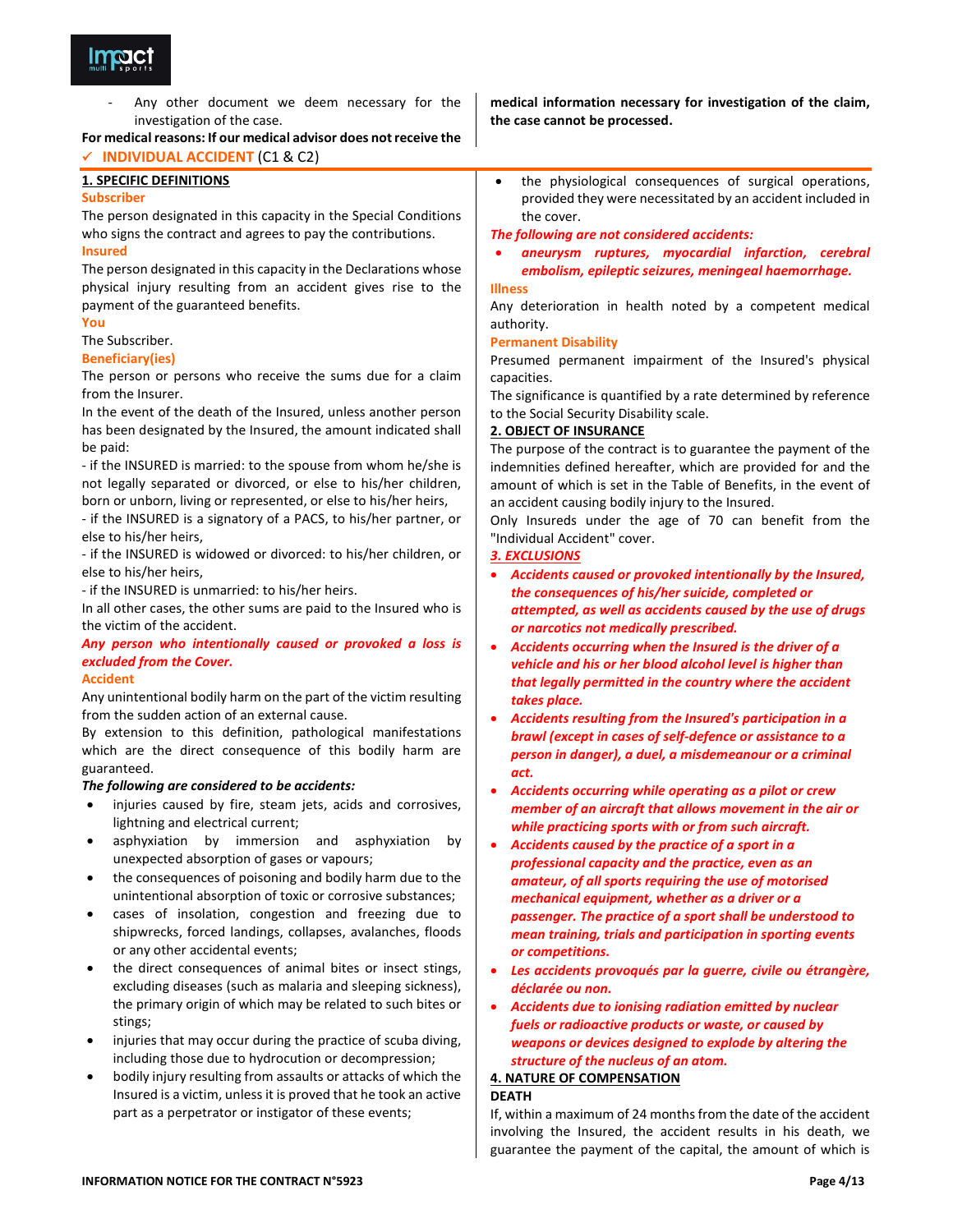- Any other document we deem necessary for the investigation of the case.

**For medical reasons: If our medical advisor does not receive the medical information necessary for investigation of the claim, the case cannot be processed.**

## ✓ INDIVIDUAL ACCIDENT (C1 & C2)

### 1. SPECIFIC DEFINITIONS

**Subscriber**

The person designated in this capacity in the Special Conditions who signs the contract and agrees to pay the contributions.

**Insured**

The person designated in this capacity in the Declarations whose physical injury resulting from an accident gives rise to the payment of the guaranteed benefits.

**You**

The Subscriber.

**Beneficiary(ies)**

The person or persons who receive the sums due for a claim from the Insurer.

In the event of the death of the Insured, unless another person has been designated by the Insured, the amount indicated shall be paid:

- if the INSURED is married: to the spouse from whom he/she is not legally separated or divorced, or else to his/her children, born or unborn, living or represented, or else to his/her heirs,
- if the INSURED is a signatory of a PACS, to his/her partner, or else to his/her heirs,
- if the INSURED is widowed or divorced: to his/her children, or else to his/her heirs,
- if the INSURED is unmarried: to his/her heirs.

In all other cases, the other sums are paid to the Insured who is the victim of the accident.

***Any person who intentionally caused or provoked a loss is excluded from the Cover.***

**Accident**

Any unintentional bodily harm on the part of the victim resulting from the sudden action of an external cause.

By extension to this definition, pathological manifestations which are the direct consequence of this bodily harm are guaranteed.

***The following are considered to be accidents:***

- injuries caused by fire, steam jets, acids and corrosives, lightning and electrical current;
- asphyxiation by immersion and asphyxiation by unexpected absorption of gases or vapours;
- the consequences of poisoning and bodily harm due to the unintentional absorption of toxic or corrosive substances;
- cases of insolation, congestion and freezing due to shipwrecks, forced landings, collapses, avalanches, floods or any other accidental events;
- the direct consequences of animal bites or insect stings, excluding diseases (such as malaria and sleeping sickness), the primary origin of which may be related to such bites or stings;
- injuries that may occur during the practice of scuba diving, including those due to hydrocution or decompression;
- bodily injury resulting from assaults or attacks of which the Insured is a victim, unless it is proved that he took an active part as a perpetrator or instigator of these events;
- the physiological consequences of surgical operations, provided they were necessitated by an accident included in the cover.

***The following are not considered accidents:***

- ***aneurysm ruptures, myocardial infarction, cerebral embolism, epileptic seizures, meningeal haemorrhage.***

**Illness**

Any deterioration in health noted by a competent medical authority.

**Permanent Disability**

Presumed permanent impairment of the Insured's physical capacities.

The significance is quantified by a rate determined by reference to the Social Security Disability scale.

### 2. OBJECT OF INSURANCE

The purpose of the contract is to guarantee the payment of the indemnities defined hereafter, which are provided for and the amount of which is set in the Table of Benefits, in the event of an accident causing bodily injury to the Insured.

Only Insureds under the age of 70 can benefit from the "Individual Accident" cover.

### *3. EXCLUSIONS*

- ***Accidents caused or provoked intentionally by the Insured, the consequences of his/her suicide, completed or attempted, as well as accidents caused by the use of drugs or narcotics not medically prescribed.***
- ***Accidents occurring when the Insured is the driver of a vehicle and his or her blood alcohol level is higher than that legally permitted in the country where the accident takes place.***
- ***Accidents resulting from the Insured's participation in a brawl (except in cases of self-defence or assistance to a person in danger), a duel, a misdemeanour or a criminal act.***
- ***Accidents occurring while operating as a pilot or crew member of an aircraft that allows movement in the air or while practicing sports with or from such aircraft.***
- ***Accidents caused by the practice of a sport in a professional capacity and the practice, even as an amateur, of all sports requiring the use of motorised mechanical equipment, whether as a driver or a passenger. The practice of a sport shall be understood to mean training, trials and participation in sporting events or competitions.***
- ***Les accidents provoqués par la guerre, civile ou étrangère, déclarée ou non.***
- ***Accidents due to ionising radiation emitted by nuclear fuels or radioactive products or waste, or caused by weapons or devices designed to explode by altering the structure of the nucleus of an atom.***

### 4. NATURE OF COMPENSATION

**DEATH**

If, within a maximum of 24 months from the date of the accident involving the Insured, the accident results in his death, we guarantee the payment of the capital, the amount of which is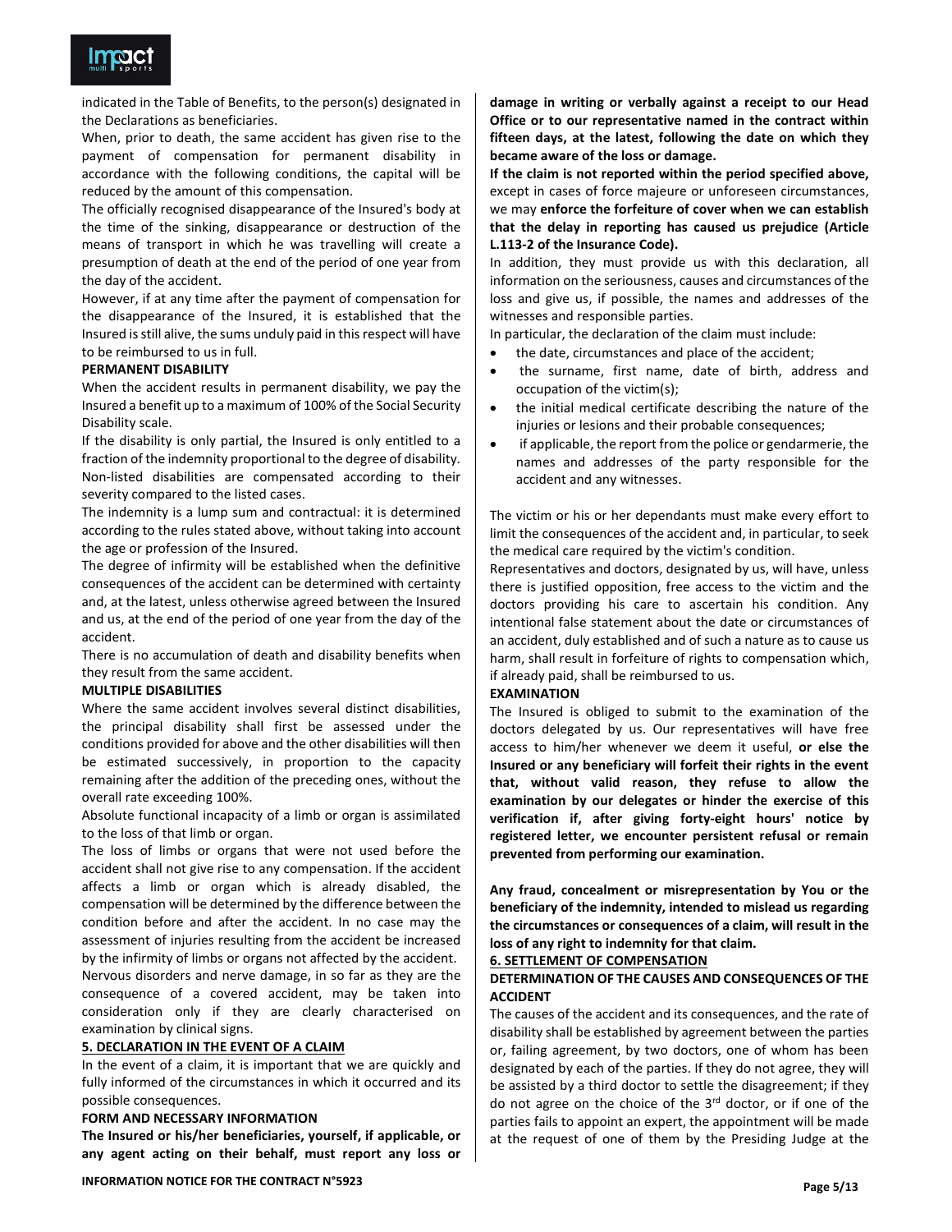indicated in the Table of Benefits, to the person(s) designated in the Declarations as beneficiaries.

When, prior to death, the same accident has given rise to the payment of compensation for permanent disability in accordance with the following conditions, the capital will be reduced by the amount of this compensation.

The officially recognised disappearance of the Insured's body at the time of the sinking, disappearance or destruction of the means of transport in which he was travelling will create a presumption of death at the end of the period of one year from the day of the accident.

However, if at any time after the payment of compensation for the disappearance of the Insured, it is established that the Insured is still alive, the sums unduly paid in this respect will have to be reimbursed to us in full.

**PERMANENT DISABILITY**

When the accident results in permanent disability, we pay the Insured a benefit up to a maximum of 100% of the Social Security Disability scale.

If the disability is only partial, the Insured is only entitled to a fraction of the indemnity proportional to the degree of disability. Non-listed disabilities are compensated according to their severity compared to the listed cases.

The indemnity is a lump sum and contractual: it is determined according to the rules stated above, without taking into account the age or profession of the Insured.

The degree of infirmity will be established when the definitive consequences of the accident can be determined with certainty and, at the latest, unless otherwise agreed between the Insured and us, at the end of the period of one year from the day of the accident.

There is no accumulation of death and disability benefits when they result from the same accident.

**MULTIPLE DISABILITIES**

Where the same accident involves several distinct disabilities, the principal disability shall first be assessed under the conditions provided for above and the other disabilities will then be estimated successively, in proportion to the capacity remaining after the addition of the preceding ones, without the overall rate exceeding 100%.

Absolute functional incapacity of a limb or organ is assimilated to the loss of that limb or organ.

The loss of limbs or organs that were not used before the accident shall not give rise to any compensation. If the accident affects a limb or organ which is already disabled, the compensation will be determined by the difference between the condition before and after the accident. In no case may the assessment of injuries resulting from the accident be increased by the infirmity of limbs or organs not affected by the accident.

Nervous disorders and nerve damage, in so far as they are the consequence of a covered accident, may be taken into consideration only if they are clearly characterised on examination by clinical signs.

## 5. DECLARATION IN THE EVENT OF A CLAIM

In the event of a claim, it is important that we are quickly and fully informed of the circumstances in which it occurred and its possible consequences.

**FORM AND NECESSARY INFORMATION**

**The Insured or his/her beneficiaries, yourself, if applicable, or any agent acting on their behalf, must report any loss or damage in writing or verbally against a receipt to our Head Office or to our representative named in the contract within fifteen days, at the latest, following the date on which they became aware of the loss or damage.**

**If the claim is not reported within the period specified above,** except in cases of force majeure or unforeseen circumstances, we may **enforce the forfeiture of cover when we can establish that the delay in reporting has caused us prejudice (Article L.113-2 of the Insurance Code).**

In addition, they must provide us with this declaration, all information on the seriousness, causes and circumstances of the loss and give us, if possible, the names and addresses of the witnesses and responsible parties.

In particular, the declaration of the claim must include:

- the date, circumstances and place of the accident;
- the surname, first name, date of birth, address and occupation of the victim(s);
- the initial medical certificate describing the nature of the injuries or lesions and their probable consequences;
- if applicable, the report from the police or gendarmerie, the names and addresses of the party responsible for the accident and any witnesses.

The victim or his or her dependants must make every effort to limit the consequences of the accident and, in particular, to seek the medical care required by the victim's condition.

Representatives and doctors, designated by us, will have, unless there is justified opposition, free access to the victim and the doctors providing his care to ascertain his condition. Any intentional false statement about the date or circumstances of an accident, duly established and of such a nature as to cause us harm, shall result in forfeiture of rights to compensation which, if already paid, shall be reimbursed to us.

**EXAMINATION**

The Insured is obliged to submit to the examination of the doctors delegated by us. Our representatives will have free access to him/her whenever we deem it useful, **or else the Insured or any beneficiary will forfeit their rights in the event that, without valid reason, they refuse to allow the examination by our delegates or hinder the exercise of this verification if, after giving forty-eight hours' notice by registered letter, we encounter persistent refusal or remain prevented from performing our examination.**

**Any fraud, concealment or misrepresentation by You or the beneficiary of the indemnity, intended to mislead us regarding the circumstances or consequences of a claim, will result in the loss of any right to indemnity for that claim.**

## 6. SETTLEMENT OF COMPENSATION

**DETERMINATION OF THE CAUSES AND CONSEQUENCES OF THE ACCIDENT**

The causes of the accident and its consequences, and the rate of disability shall be established by agreement between the parties or, failing agreement, by two doctors, one of whom has been designated by each of the parties. If they do not agree, they will be assisted by a third doctor to settle the disagreement; if they do not agree on the choice of the 3rd doctor, or if one of the parties fails to appoint an expert, the appointment will be made at the request of one of them by the Presiding Judge at the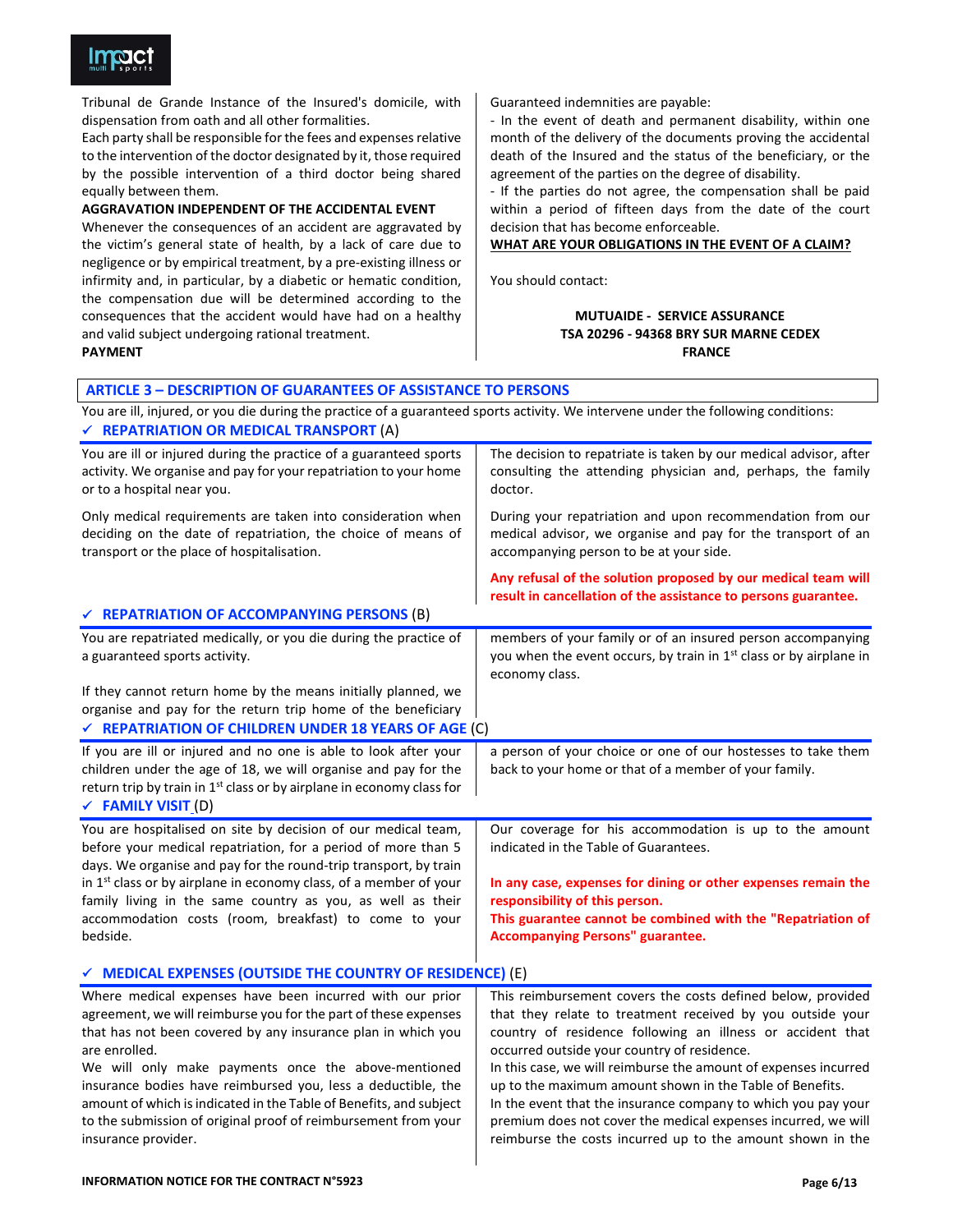Tribunal de Grande Instance of the Insured's domicile, with dispensation from oath and all other formalities.

Each party shall be responsible for the fees and expenses relative to the intervention of the doctor designated by it, those required by the possible intervention of a third doctor being shared equally between them.

**AGGRAVATION INDEPENDENT OF THE ACCIDENTAL EVENT**

Whenever the consequences of an accident are aggravated by the victim's general state of health, by a lack of care due to negligence or by empirical treatment, by a pre-existing illness or infirmity and, in particular, by a diabetic or hematic condition, the compensation due will be determined according to the consequences that the accident would have had on a healthy and valid subject undergoing rational treatment.

**PAYMENT**

Guaranteed indemnities are payable:

- In the event of death and permanent disability, within one month of the delivery of the documents proving the accidental death of the Insured and the status of the beneficiary, or the agreement of the parties on the degree of disability.
- If the parties do not agree, the compensation shall be paid within a period of fifteen days from the date of the court decision that has become enforceable.

**WHAT ARE YOUR OBLIGATIONS IN THE EVENT OF A CLAIM?**

You should contact:

**MUTUAIDE - SERVICE ASSURANCE**
**TSA 20296 - 94368 BRY SUR MARNE CEDEX**
**FRANCE**

## ARTICLE 3 – DESCRIPTION OF GUARANTEES OF ASSISTANCE TO PERSONS

You are ill, injured, or you die during the practice of a guaranteed sports activity. We intervene under the following conditions:

### ✓ REPATRIATION OR MEDICAL TRANSPORT (A)

You are ill or injured during the practice of a guaranteed sports activity. We organise and pay for your repatriation to your home or to a hospital near you.

Only medical requirements are taken into consideration when deciding on the date of repatriation, the choice of means of transport or the place of hospitalisation.

The decision to repatriate is taken by our medical advisor, after consulting the attending physician and, perhaps, the family doctor.

During your repatriation and upon recommendation from our medical advisor, we organise and pay for the transport of an accompanying person to be at your side.

**Any refusal of the solution proposed by our medical team will result in cancellation of the assistance to persons guarantee.**

### ✓ REPATRIATION OF ACCOMPANYING PERSONS (B)

You are repatriated medically, or you die during the practice of a guaranteed sports activity.

If they cannot return home by the means initially planned, we organise and pay for the return trip home of the beneficiary members of your family or of an insured person accompanying you when the event occurs, by train in 1st class or by airplane in economy class.

### ✓ REPATRIATION OF CHILDREN UNDER 18 YEARS OF AGE (C)

If you are ill or injured and no one is able to look after your children under the age of 18, we will organise and pay for the return trip by train in 1st class or by airplane in economy class for a person of your choice or one of our hostesses to take them back to your home or that of a member of your family.

### ✓ FAMILY VISIT (D)

You are hospitalised on site by decision of our medical team, before your medical repatriation, for a period of more than 5 days. We organise and pay for the round-trip transport, by train in 1st class or by airplane in economy class, of a member of your family living in the same country as you, as well as their accommodation costs (room, breakfast) to come to your bedside.

Our coverage for his accommodation is up to the amount indicated in the Table of Guarantees.

**In any case, expenses for dining or other expenses remain the responsibility of this person.**
**This guarantee cannot be combined with the "Repatriation of Accompanying Persons" guarantee.**

### ✓ MEDICAL EXPENSES (OUTSIDE THE COUNTRY OF RESIDENCE) (E)

Where medical expenses have been incurred with our prior agreement, we will reimburse you for the part of these expenses that has not been covered by any insurance plan in which you are enrolled.

We will only make payments once the above-mentioned insurance bodies have reimbursed you, less a deductible, the amount of which is indicated in the Table of Benefits, and subject to the submission of original proof of reimbursement from your insurance provider.

This reimbursement covers the costs defined below, provided that they relate to treatment received by you outside your country of residence following an illness or accident that occurred outside your country of residence.

In this case, we will reimburse the amount of expenses incurred up to the maximum amount shown in the Table of Benefits.

In the event that the insurance company to which you pay your premium does not cover the medical expenses incurred, we will reimburse the costs incurred up to the amount shown in the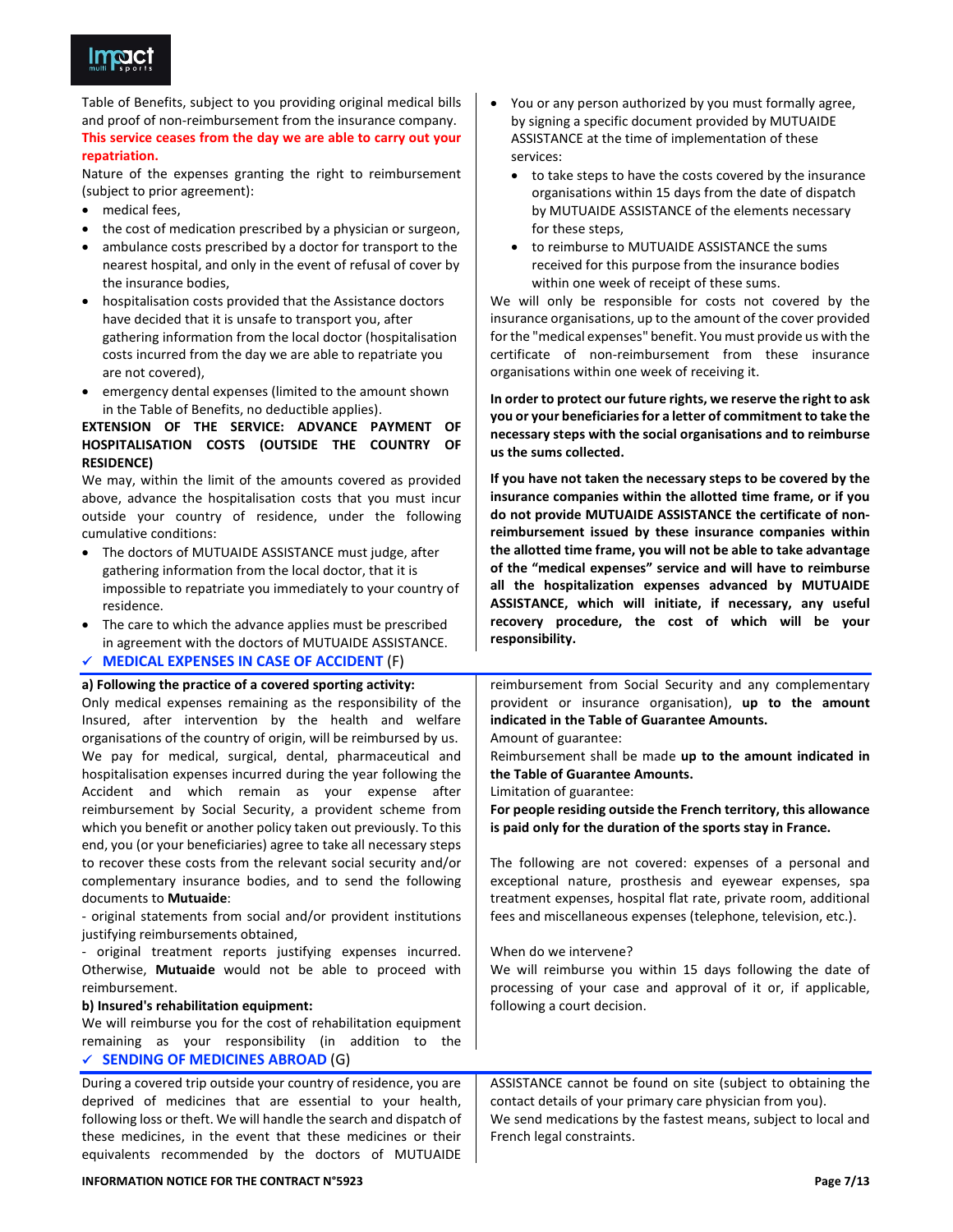Table of Benefits, subject to you providing original medical bills and proof of non-reimbursement from the insurance company.

**This service ceases from the day we are able to carry out your repatriation.**

Nature of the expenses granting the right to reimbursement (subject to prior agreement):

- medical fees,
- the cost of medication prescribed by a physician or surgeon,
- ambulance costs prescribed by a doctor for transport to the nearest hospital, and only in the event of refusal of cover by the insurance bodies,
- hospitalisation costs provided that the Assistance doctors have decided that it is unsafe to transport you, after gathering information from the local doctor (hospitalisation costs incurred from the day we are able to repatriate you are not covered),
- emergency dental expenses (limited to the amount shown in the Table of Benefits, no deductible applies).

**EXTENSION OF THE SERVICE: ADVANCE PAYMENT OF HOSPITALISATION COSTS (OUTSIDE THE COUNTRY OF RESIDENCE)**

We may, within the limit of the amounts covered as provided above, advance the hospitalisation costs that you must incur outside your country of residence, under the following cumulative conditions:

- The doctors of MUTUAIDE ASSISTANCE must judge, after gathering information from the local doctor, that it is impossible to repatriate you immediately to your country of residence.
- The care to which the advance applies must be prescribed in agreement with the doctors of MUTUAIDE ASSISTANCE.
- You or any person authorized by you must formally agree, by signing a specific document provided by MUTUAIDE ASSISTANCE at the time of implementation of these services:
  - to take steps to have the costs covered by the insurance organisations within 15 days from the date of dispatch by MUTUAIDE ASSISTANCE of the elements necessary for these steps,
  - to reimburse to MUTUAIDE ASSISTANCE the sums received for this purpose from the insurance bodies within one week of receipt of these sums.

We will only be responsible for costs not covered by the insurance organisations, up to the amount of the cover provided for the "medical expenses" benefit. You must provide us with the certificate of non-reimbursement from these insurance organisations within one week of receiving it.

**In order to protect our future rights, we reserve the right to ask you or your beneficiaries for a letter of commitment to take the necessary steps with the social organisations and to reimburse us the sums collected.**

**If you have not taken the necessary steps to be covered by the insurance companies within the allotted time frame, or if you do not provide MUTUAIDE ASSISTANCE the certificate of non-reimbursement issued by these insurance companies within the allotted time frame, you will not be able to take advantage of the "medical expenses" service and will have to reimburse all the hospitalization expenses advanced by MUTUAIDE ASSISTANCE, which will initiate, if necessary, any useful recovery procedure, the cost of which will be your responsibility.**

## ✓ MEDICAL EXPENSES IN CASE OF ACCIDENT (F)

**a) Following the practice of a covered sporting activity:**

Only medical expenses remaining as the responsibility of the Insured, after intervention by the health and welfare organisations of the country of origin, will be reimbursed by us. We pay for medical, surgical, dental, pharmaceutical and hospitalisation expenses incurred during the year following the Accident and which remain as your expense after reimbursement by Social Security, a provident scheme from which you benefit or another policy taken out previously. To this end, you (or your beneficiaries) agree to take all necessary steps to recover these costs from the relevant social security and/or complementary insurance bodies, and to send the following documents to **Mutuaide**:

- original statements from social and/or provident institutions justifying reimbursements obtained,
- original treatment reports justifying expenses incurred. Otherwise, **Mutuaide** would not be able to proceed with reimbursement.

**b) Insured's rehabilitation equipment:**

We will reimburse you for the cost of rehabilitation equipment remaining as your responsibility (in addition to the reimbursement from Social Security and any complementary provident or insurance organisation), **up to the amount indicated in the Table of Guarantee Amounts.**

Amount of guarantee:

Reimbursement shall be made **up to the amount indicated in the Table of Guarantee Amounts.**

Limitation of guarantee:

**For people residing outside the French territory, this allowance is paid only for the duration of the sports stay in France.**

The following are not covered: expenses of a personal and exceptional nature, prosthesis and eyewear expenses, spa treatment expenses, hospital flat rate, private room, additional fees and miscellaneous expenses (telephone, television, etc.).

When do we intervene?

We will reimburse you within 15 days following the date of processing of your case and approval of it or, if applicable, following a court decision.

## ✓ SENDING OF MEDICINES ABROAD (G)

During a covered trip outside your country of residence, you are deprived of medicines that are essential to your health, following loss or theft. We will handle the search and dispatch of these medicines, in the event that these medicines or their equivalents recommended by the doctors of MUTUAIDE ASSISTANCE cannot be found on site (subject to obtaining the contact details of your primary care physician from you).

We send medications by the fastest means, subject to local and French legal constraints.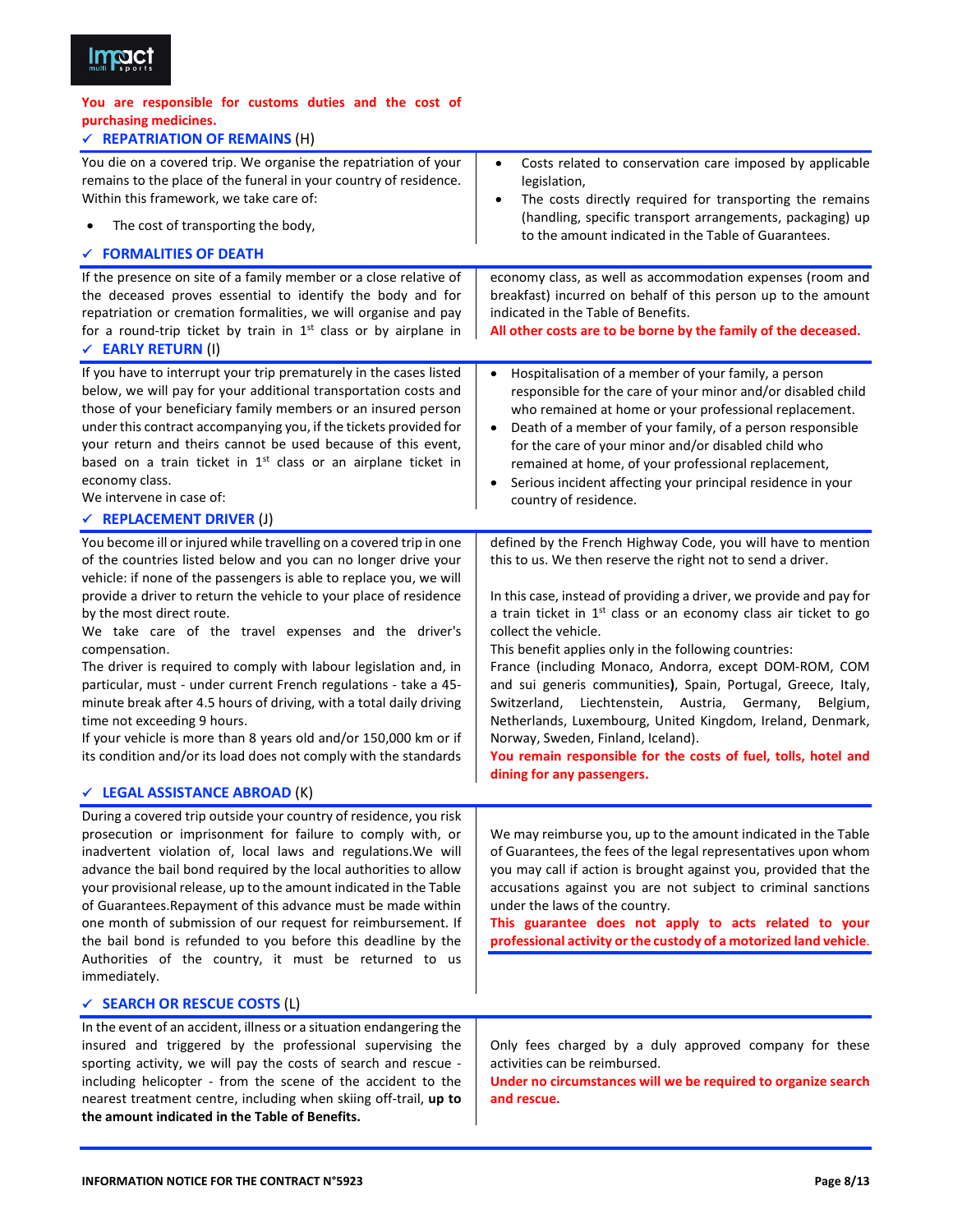**You are responsible for customs duties and the cost of purchasing medicines.**

### ✓ REPATRIATION OF REMAINS (H)

You die on a covered trip. We organise the repatriation of your remains to the place of the funeral in your country of residence. Within this framework, we take care of:

- The cost of transporting the body,
- Costs related to conservation care imposed by applicable legislation,
- The costs directly required for transporting the remains (handling, specific transport arrangements, packaging) up to the amount indicated in the Table of Guarantees.

### ✓ FORMALITIES OF DEATH

If the presence on site of a family member or a close relative of the deceased proves essential to identify the body and for repatriation or cremation formalities, we will organise and pay for a round-trip ticket by train in 1st class or by airplane in economy class, as well as accommodation expenses (room and breakfast) incurred on behalf of this person up to the amount indicated in the Table of Benefits.

**All other costs are to be borne by the family of the deceased.**

### ✓ EARLY RETURN (I)

If you have to interrupt your trip prematurely in the cases listed below, we will pay for your additional transportation costs and those of your beneficiary family members or an insured person under this contract accompanying you, if the tickets provided for your return and theirs cannot be used because of this event, based on a train ticket in 1st class or an airplane ticket in economy class.

We intervene in case of:

- Hospitalisation of a member of your family, a person responsible for the care of your minor and/or disabled child who remained at home or your professional replacement.
- Death of a member of your family, of a person responsible for the care of your minor and/or disabled child who remained at home, of your professional replacement,
- Serious incident affecting your principal residence in your country of residence.

### ✓ REPLACEMENT DRIVER (J)

You become ill or injured while travelling on a covered trip in one of the countries listed below and you can no longer drive your vehicle: if none of the passengers is able to replace you, we will provide a driver to return the vehicle to your place of residence by the most direct route.

We take care of the travel expenses and the driver's compensation.

The driver is required to comply with labour legislation and, in particular, must - under current French regulations - take a 45-minute break after 4.5 hours of driving, with a total daily driving time not exceeding 9 hours.

If your vehicle is more than 8 years old and/or 150,000 km or if its condition and/or its load does not comply with the standards defined by the French Highway Code, you will have to mention this to us. We then reserve the right not to send a driver.

In this case, instead of providing a driver, we provide and pay for a train ticket in 1st class or an economy class air ticket to go collect the vehicle.

This benefit applies only in the following countries:

France (including Monaco, Andorra, except DOM-ROM, COM and sui generis communities**)**, Spain, Portugal, Greece, Italy, Switzerland, Liechtenstein, Austria, Germany, Belgium, Netherlands, Luxembourg, United Kingdom, Ireland, Denmark, Norway, Sweden, Finland, Iceland).

**You remain responsible for the costs of fuel, tolls, hotel and dining for any passengers.**

### ✓ LEGAL ASSISTANCE ABROAD (K)

During a covered trip outside your country of residence, you risk prosecution or imprisonment for failure to comply with, or inadvertent violation of, local laws and regulations.We will advance the bail bond required by the local authorities to allow your provisional release, up to the amount indicated in the Table of Guarantees.Repayment of this advance must be made within one month of submission of our request for reimbursement. If the bail bond is refunded to you before this deadline by the Authorities of the country, it must be returned to us immediately.

We may reimburse you, up to the amount indicated in the Table of Guarantees, the fees of the legal representatives upon whom you may call if action is brought against you, provided that the accusations against you are not subject to criminal sanctions under the laws of the country.

**This guarantee does not apply to acts related to your professional activity or the custody of a motorized land vehicle.**

### ✓ SEARCH OR RESCUE COSTS (L)

In the event of an accident, illness or a situation endangering the insured and triggered by the professional supervising the sporting activity, we will pay the costs of search and rescue - including helicopter - from the scene of the accident to the nearest treatment centre, including when skiing off-trail, **up to the amount indicated in the Table of Benefits.**

Only fees charged by a duly approved company for these activities can be reimbursed.

**Under no circumstances will we be required to organize search and rescue.**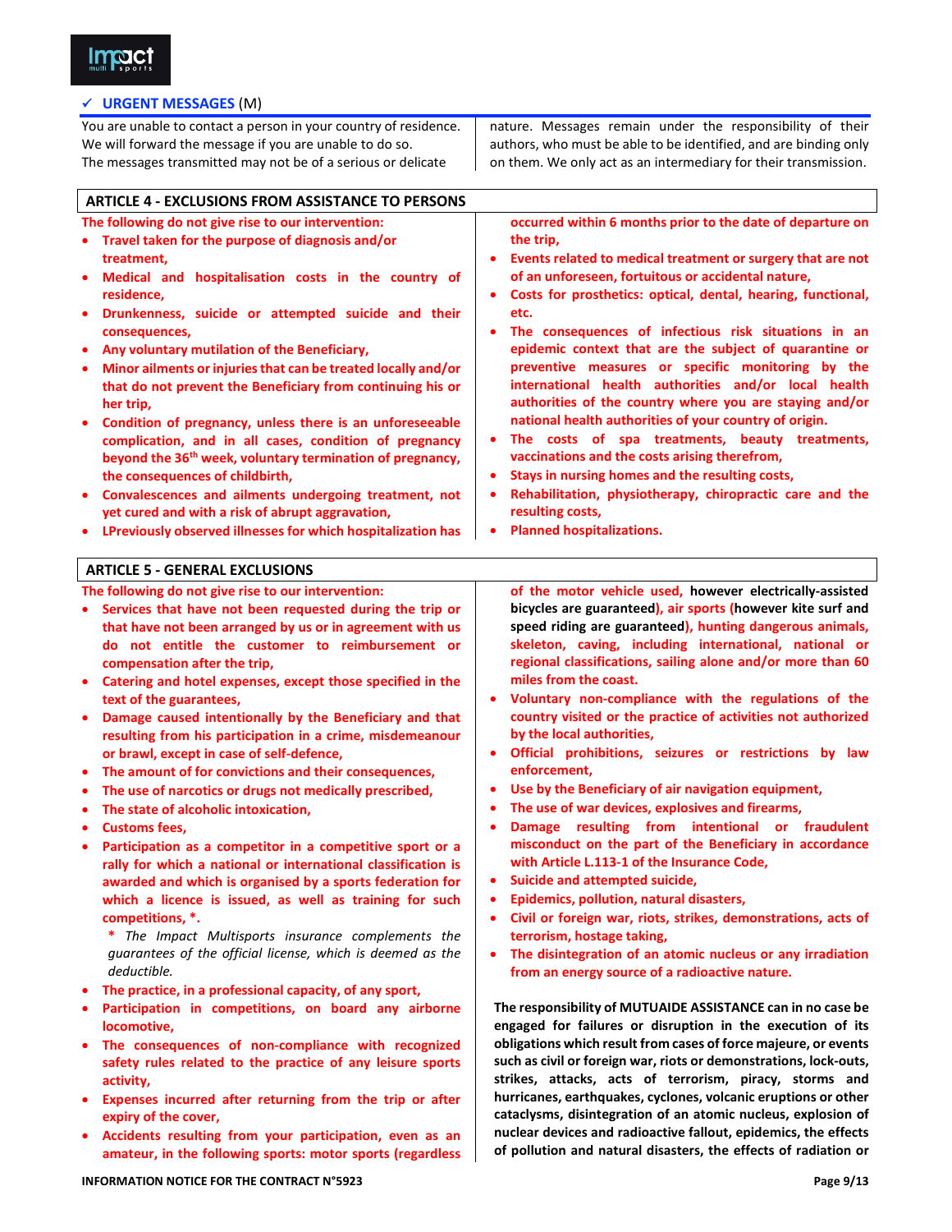✓ **URGENT MESSAGES** (M)

You are unable to contact a person in your country of residence. We will forward the message if you are unable to do so. The messages transmitted may not be of a serious or delicate nature. Messages remain under the responsibility of their authors, who must be able to be identified, and are binding only on them. We only act as an intermediary for their transmission.

## ARTICLE 4 - EXCLUSIONS FROM ASSISTANCE TO PERSONS

**The following do not give rise to our intervention:**

- **Travel taken for the purpose of diagnosis and/or treatment,**
- **Medical and hospitalisation costs in the country of residence,**
- **Drunkenness, suicide or attempted suicide and their consequences,**
- **Any voluntary mutilation of the Beneficiary,**
- **Minor ailments or injuries that can be treated locally and/or that do not prevent the Beneficiary from continuing his or her trip,**
- **Condition of pregnancy, unless there is an unforeseeable complication, and in all cases, condition of pregnancy beyond the 36th week, voluntary termination of pregnancy, the consequences of childbirth,**
- **Convalescences and ailments undergoing treatment, not yet cured and with a risk of abrupt aggravation,**
- **LPreviously observed illnesses for which hospitalization has occurred within 6 months prior to the date of departure on the trip,**
- **Events related to medical treatment or surgery that are not of an unforeseen, fortuitous or accidental nature,**
- **Costs for prosthetics: optical, dental, hearing, functional, etc.**
- **The consequences of infectious risk situations in an epidemic context that are the subject of quarantine or preventive measures or specific monitoring by the international health authorities and/or local health authorities of the country where you are staying and/or national health authorities of your country of origin.**
- **The costs of spa treatments, beauty treatments, vaccinations and the costs arising therefrom,**
- **Stays in nursing homes and the resulting costs,**
- **Rehabilitation, physiotherapy, chiropractic care and the resulting costs,**
- **Planned hospitalizations.**

## ARTICLE 5 - GENERAL EXCLUSIONS

**The following do not give rise to our intervention:**

- **Services that have not been requested during the trip or that have not been arranged by us or in agreement with us do not entitle the customer to reimbursement or compensation after the trip,**
- **Catering and hotel expenses, except those specified in the text of the guarantees,**
- **Damage caused intentionally by the Beneficiary and that resulting from his participation in a crime, misdemeanour or brawl, except in case of self-defence,**
- **The amount of for convictions and their consequences,**
- **The use of narcotics or drugs not medically prescribed,**
- **The state of alcoholic intoxication,**
- **Customs fees,**
- **Participation as a competitor in a competitive sport or a rally for which a national or international classification is awarded and which is organised by a sports federation for which a licence is issued, as well as training for such competitions, \*.**

  *\* The Impact Multisports insurance complements the guarantees of the official license, which is deemed as the deductible.*
- **The practice, in a professional capacity, of any sport,**
- **Participation in competitions, on board any airborne locomotive,**
- **The consequences of non-compliance with recognized safety rules related to the practice of any leisure sports activity,**
- **Expenses incurred after returning from the trip or after expiry of the cover,**
- **Accidents resulting from your participation, even as an amateur, in the following sports: motor sports (regardless of the motor vehicle used,** however electrically-assisted bicycles are guaranteed**), air sports (**however kite surf and speed riding are guaranteed**), hunting dangerous animals, skeleton, caving, including international, national or regional classifications, sailing alone and/or more than 60 miles from the coast.**
- **Voluntary non-compliance with the regulations of the country visited or the practice of activities not authorized by the local authorities,**
- **Official prohibitions, seizures or restrictions by law enforcement,**
- **Use by the Beneficiary of air navigation equipment,**
- **The use of war devices, explosives and firearms,**
- **Damage resulting from intentional or fraudulent misconduct on the part of the Beneficiary in accordance with Article L.113-1 of the Insurance Code,**
- **Suicide and attempted suicide,**
- **Epidemics, pollution, natural disasters,**
- **Civil or foreign war, riots, strikes, demonstrations, acts of terrorism, hostage taking,**
- **The disintegration of an atomic nucleus or any irradiation from an energy source of a radioactive nature.**

**The responsibility of MUTUAIDE ASSISTANCE can in no case be engaged for failures or disruption in the execution of its obligations which result from cases of force majeure, or events such as civil or foreign war, riots or demonstrations, lock-outs, strikes, attacks, acts of terrorism, piracy, storms and hurricanes, earthquakes, cyclones, volcanic eruptions or other cataclysms, disintegration of an atomic nucleus, explosion of nuclear devices and radioactive fallout, epidemics, the effects of pollution and natural disasters, the effects of radiation or**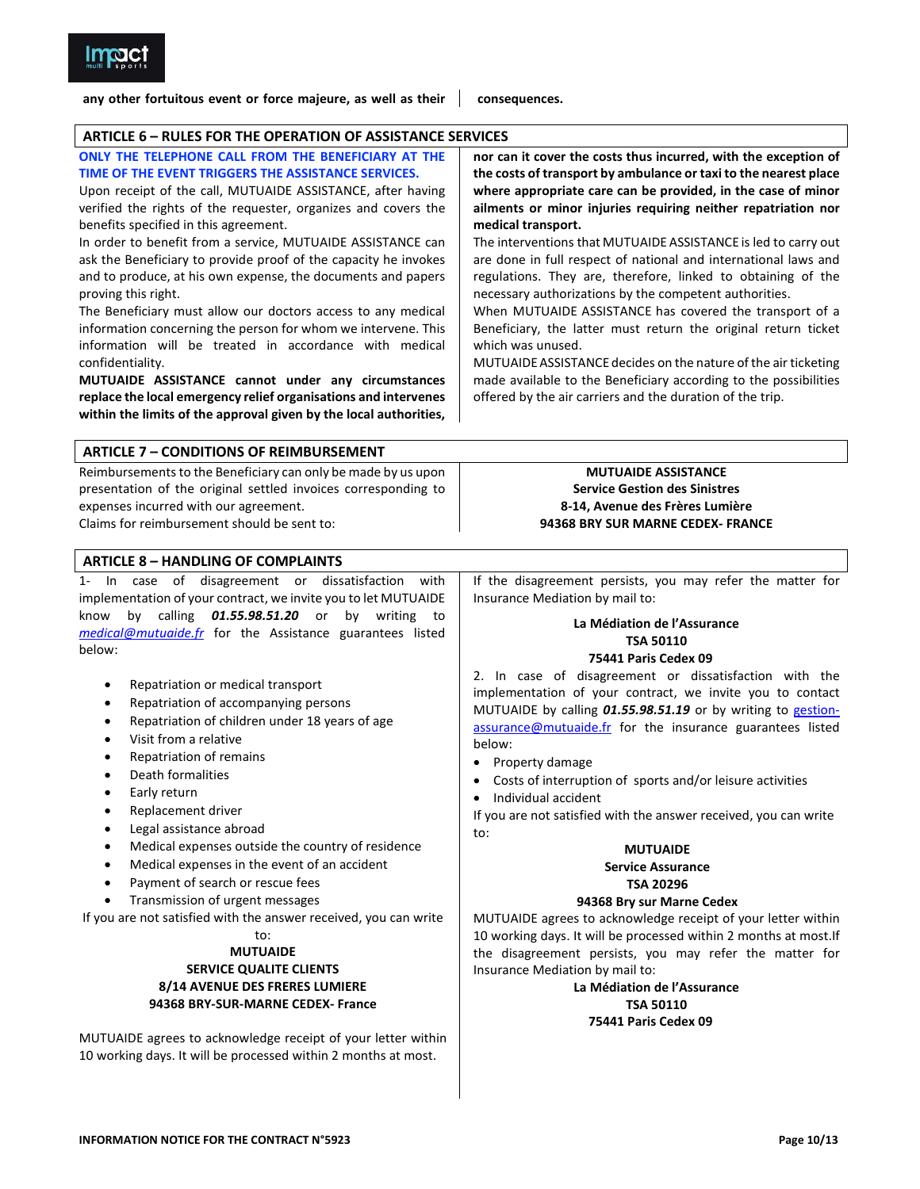**any other fortuitous event or force majeure, as well as their consequences.**

## ARTICLE 6 – RULES FOR THE OPERATION OF ASSISTANCE SERVICES

**ONLY THE TELEPHONE CALL FROM THE BENEFICIARY AT THE TIME OF THE EVENT TRIGGERS THE ASSISTANCE SERVICES.**

Upon receipt of the call, MUTUAIDE ASSISTANCE, after having verified the rights of the requester, organizes and covers the benefits specified in this agreement.

In order to benefit from a service, MUTUAIDE ASSISTANCE can ask the Beneficiary to provide proof of the capacity he invokes and to produce, at his own expense, the documents and papers proving this right.

The Beneficiary must allow our doctors access to any medical information concerning the person for whom we intervene. This information will be treated in accordance with medical confidentiality.

**MUTUAIDE ASSISTANCE cannot under any circumstances replace the local emergency relief organisations and intervenes within the limits of the approval given by the local authorities, nor can it cover the costs thus incurred, with the exception of the costs of transport by ambulance or taxi to the nearest place where appropriate care can be provided, in the case of minor ailments or minor injuries requiring neither repatriation nor medical transport.**

The interventions that MUTUAIDE ASSISTANCE is led to carry out are done in full respect of national and international laws and regulations. They are, therefore, linked to obtaining of the necessary authorizations by the competent authorities.

When MUTUAIDE ASSISTANCE has covered the transport of a Beneficiary, the latter must return the original return ticket which was unused.

MUTUAIDE ASSISTANCE decides on the nature of the air ticketing made available to the Beneficiary according to the possibilities offered by the air carriers and the duration of the trip.

## ARTICLE 7 – CONDITIONS OF REIMBURSEMENT

Reimbursements to the Beneficiary can only be made by us upon presentation of the original settled invoices corresponding to expenses incurred with our agreement.

Claims for reimbursement should be sent to:

**MUTUAIDE ASSISTANCE**
**Service Gestion des Sinistres**
**8-14, Avenue des Frères Lumière**
**94368 BRY SUR MARNE CEDEX- FRANCE**

## ARTICLE 8 – HANDLING OF COMPLAINTS

1- In case of disagreement or dissatisfaction with implementation of your contract, we invite you to let MUTUAIDE know by calling ***01.55.98.51.20*** or by writing to *medical@mutuaide.fr* for the Assistance guarantees listed below:

- Repatriation or medical transport
- Repatriation of accompanying persons
- Repatriation of children under 18 years of age
- Visit from a relative
- Repatriation of remains
- Death formalities
- Early return
- Replacement driver
- Legal assistance abroad
- Medical expenses outside the country of residence
- Medical expenses in the event of an accident
- Payment of search or rescue fees
- Transmission of urgent messages

If you are not satisfied with the answer received, you can write to:

**MUTUAIDE**
**SERVICE QUALITE CLIENTS**
**8/14 AVENUE DES FRERES LUMIERE**
**94368 BRY-SUR-MARNE CEDEX- France**

MUTUAIDE agrees to acknowledge receipt of your letter within 10 working days. It will be processed within 2 months at most.

If the disagreement persists, you may refer the matter for Insurance Mediation by mail to:

**La Médiation de l'Assurance**
**TSA 50110**
**75441 Paris Cedex 09**

2. In case of disagreement or dissatisfaction with the implementation of your contract, we invite you to contact MUTUAIDE by calling ***01.55.98.51.19*** or by writing to gestion-assurance@mutuaide.fr for the insurance guarantees listed below:

- Property damage
- Costs of interruption of sports and/or leisure activities
- Individual accident

If you are not satisfied with the answer received, you can write to:

**MUTUAIDE**
**Service Assurance**
**TSA 20296**
**94368 Bry sur Marne Cedex**

MUTUAIDE agrees to acknowledge receipt of your letter within 10 working days. It will be processed within 2 months at most.If the disagreement persists, you may refer the matter for Insurance Mediation by mail to:

**La Médiation de l'Assurance**
**TSA 50110**
**75441 Paris Cedex 09**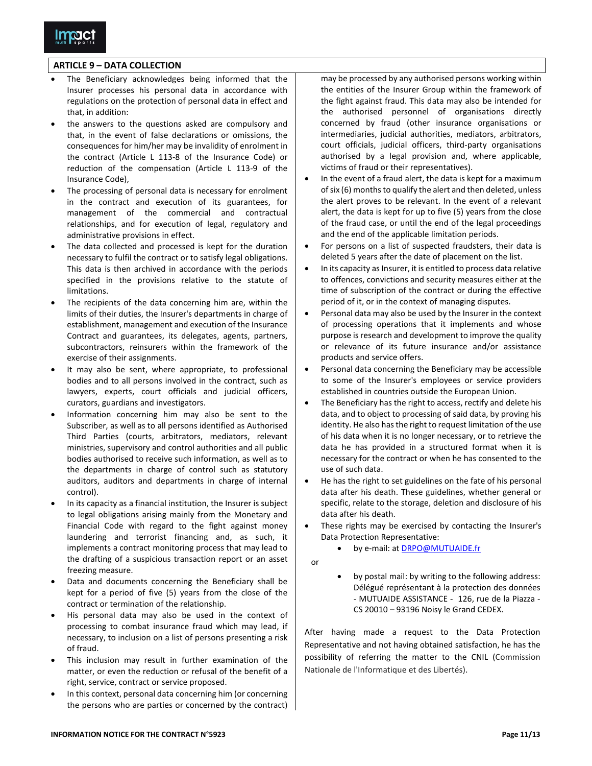## ARTICLE 9 – DATA COLLECTION

- The Beneficiary acknowledges being informed that the Insurer processes his personal data in accordance with regulations on the protection of personal data in effect and that, in addition:
- the answers to the questions asked are compulsory and that, in the event of false declarations or omissions, the consequences for him/her may be invalidity of enrolment in the contract (Article L 113-8 of the Insurance Code) or reduction of the compensation (Article L 113-9 of the Insurance Code),
- The processing of personal data is necessary for enrolment in the contract and execution of its guarantees, for management of the commercial and contractual relationships, and for execution of legal, regulatory and administrative provisions in effect.
- The data collected and processed is kept for the duration necessary to fulfil the contract or to satisfy legal obligations. This data is then archived in accordance with the periods specified in the provisions relative to the statute of limitations.
- The recipients of the data concerning him are, within the limits of their duties, the Insurer's departments in charge of establishment, management and execution of the Insurance Contract and guarantees, its delegates, agents, partners, subcontractors, reinsurers within the framework of the exercise of their assignments.
- It may also be sent, where appropriate, to professional bodies and to all persons involved in the contract, such as lawyers, experts, court officials and judicial officers, curators, guardians and investigators.
- Information concerning him may also be sent to the Subscriber, as well as to all persons identified as Authorised Third Parties (courts, arbitrators, mediators, relevant ministries, supervisory and control authorities and all public bodies authorised to receive such information, as well as to the departments in charge of control such as statutory auditors, auditors and departments in charge of internal control).
- In its capacity as a financial institution, the Insurer is subject to legal obligations arising mainly from the Monetary and Financial Code with regard to the fight against money laundering and terrorist financing and, as such, it implements a contract monitoring process that may lead to the drafting of a suspicious transaction report or an asset freezing measure.
- Data and documents concerning the Beneficiary shall be kept for a period of five (5) years from the close of the contract or termination of the relationship.
- His personal data may also be used in the context of processing to combat insurance fraud which may lead, if necessary, to inclusion on a list of persons presenting a risk of fraud.
- This inclusion may result in further examination of the matter, or even the reduction or refusal of the benefit of a right, service, contract or service proposed.
- In this context, personal data concerning him (or concerning the persons who are parties or concerned by the contract) may be processed by any authorised persons working within the entities of the Insurer Group within the framework of the fight against fraud. This data may also be intended for the authorised personnel of organisations directly concerned by fraud (other insurance organisations or intermediaries, judicial authorities, mediators, arbitrators, court officials, judicial officers, third-party organisations authorised by a legal provision and, where applicable, victims of fraud or their representatives).
- In the event of a fraud alert, the data is kept for a maximum of six (6) months to qualify the alert and then deleted, unless the alert proves to be relevant. In the event of a relevant alert, the data is kept for up to five (5) years from the close of the fraud case, or until the end of the legal proceedings and the end of the applicable limitation periods.
- For persons on a list of suspected fraudsters, their data is deleted 5 years after the date of placement on the list.
- In its capacity as Insurer, it is entitled to process data relative to offences, convictions and security measures either at the time of subscription of the contract or during the effective period of it, or in the context of managing disputes.
- Personal data may also be used by the Insurer in the context of processing operations that it implements and whose purpose is research and development to improve the quality or relevance of its future insurance and/or assistance products and service offers.
- Personal data concerning the Beneficiary may be accessible to some of the Insurer's employees or service providers established in countries outside the European Union.
- The Beneficiary has the right to access, rectify and delete his data, and to object to processing of said data, by proving his identity. He also has the right to request limitation of the use of his data when it is no longer necessary, or to retrieve the data he has provided in a structured format when it is necessary for the contract or when he has consented to the use of such data.
- He has the right to set guidelines on the fate of his personal data after his death. These guidelines, whether general or specific, relate to the storage, deletion and disclosure of his data after his death.
- These rights may be exercised by contacting the Insurer's Data Protection Representative:
  - by e-mail: at DRPO@MUTUAIDE.fr

  or

  - by postal mail: by writing to the following address: Délégué représentant à la protection des données - MUTUAIDE ASSISTANCE - 126, rue de la Piazza - CS 20010 – 93196 Noisy le Grand CEDEX.

After having made a request to the Data Protection Representative and not having obtained satisfaction, he has the possibility of referring the matter to the CNIL (Commission Nationale de l'Informatique et des Libertés).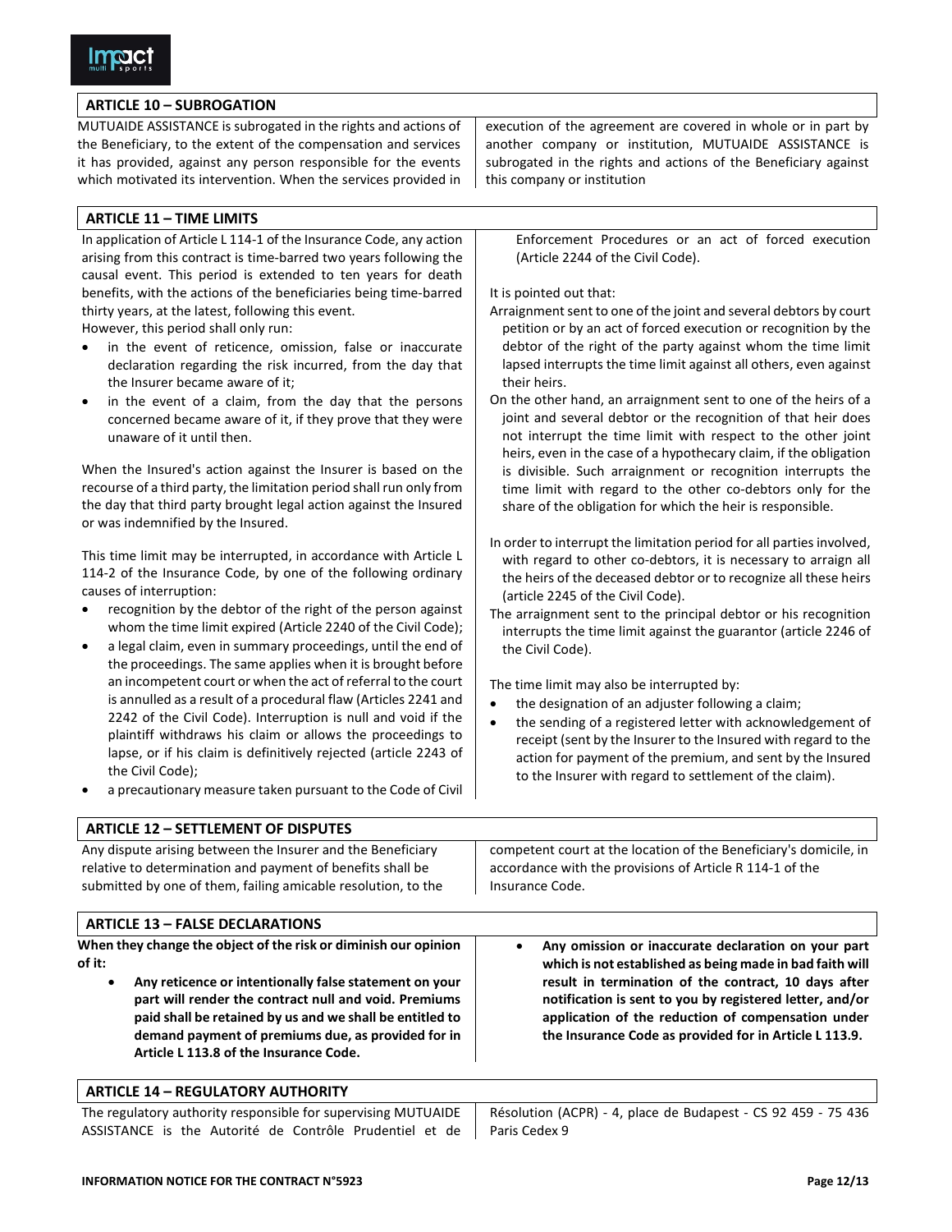## ARTICLE 10 – SUBROGATION

MUTUAIDE ASSISTANCE is subrogated in the rights and actions of the Beneficiary, to the extent of the compensation and services it has provided, against any person responsible for the events which motivated its intervention. When the services provided in execution of the agreement are covered in whole or in part by another company or institution, MUTUAIDE ASSISTANCE is subrogated in the rights and actions of the Beneficiary against this company or institution

## ARTICLE 11 – TIME LIMITS

In application of Article L 114-1 of the Insurance Code, any action arising from this contract is time-barred two years following the causal event. This period is extended to ten years for death benefits, with the actions of the beneficiaries being time-barred thirty years, at the latest, following this event.

However, this period shall only run:

- in the event of reticence, omission, false or inaccurate declaration regarding the risk incurred, from the day that the Insurer became aware of it;
- in the event of a claim, from the day that the persons concerned became aware of it, if they prove that they were unaware of it until then.

When the Insured's action against the Insurer is based on the recourse of a third party, the limitation period shall run only from the day that third party brought legal action against the Insured or was indemnified by the Insured.

This time limit may be interrupted, in accordance with Article L 114-2 of the Insurance Code, by one of the following ordinary causes of interruption:

- recognition by the debtor of the right of the person against whom the time limit expired (Article 2240 of the Civil Code);
- a legal claim, even in summary proceedings, until the end of the proceedings. The same applies when it is brought before an incompetent court or when the act of referral to the court is annulled as a result of a procedural flaw (Articles 2241 and 2242 of the Civil Code). Interruption is null and void if the plaintiff withdraws his claim or allows the proceedings to lapse, or if his claim is definitively rejected (article 2243 of the Civil Code);
- a precautionary measure taken pursuant to the Code of Civil Enforcement Procedures or an act of forced execution (Article 2244 of the Civil Code).

It is pointed out that:

Arraignment sent to one of the joint and several debtors by court petition or by an act of forced execution or recognition by the debtor of the right of the party against whom the time limit lapsed interrupts the time limit against all others, even against their heirs.

On the other hand, an arraignment sent to one of the heirs of a joint and several debtor or the recognition of that heir does not interrupt the time limit with respect to the other joint heirs, even in the case of a hypothecary claim, if the obligation is divisible. Such arraignment or recognition interrupts the time limit with regard to the other co-debtors only for the share of the obligation for which the heir is responsible.

In order to interrupt the limitation period for all parties involved, with regard to other co-debtors, it is necessary to arraign all the heirs of the deceased debtor or to recognize all these heirs (article 2245 of the Civil Code).

The arraignment sent to the principal debtor or his recognition interrupts the time limit against the guarantor (article 2246 of the Civil Code).

The time limit may also be interrupted by:

- the designation of an adjuster following a claim;
- the sending of a registered letter with acknowledgement of receipt (sent by the Insurer to the Insured with regard to the action for payment of the premium, and sent by the Insured to the Insurer with regard to settlement of the claim).

## ARTICLE 12 – SETTLEMENT OF DISPUTES

Any dispute arising between the Insurer and the Beneficiary relative to determination and payment of benefits shall be submitted by one of them, failing amicable resolution, to the competent court at the location of the Beneficiary's domicile, in accordance with the provisions of Article R 114-1 of the Insurance Code.

## ARTICLE 13 – FALSE DECLARATIONS

**When they change the object of the risk or diminish our opinion of it:**

- **Any reticence or intentionally false statement on your part will render the contract null and void. Premiums paid shall be retained by us and we shall be entitled to demand payment of premiums due, as provided for in Article L 113.8 of the Insurance Code.**
- **Any omission or inaccurate declaration on your part which is not established as being made in bad faith will result in termination of the contract, 10 days after notification is sent to you by registered letter, and/or application of the reduction of compensation under the Insurance Code as provided for in Article L 113.9.**

## ARTICLE 14 – REGULATORY AUTHORITY

The regulatory authority responsible for supervising MUTUAIDE ASSISTANCE is the Autorité de Contrôle Prudentiel et de Résolution (ACPR) - 4, place de Budapest - CS 92 459 - 75 436 Paris Cedex 9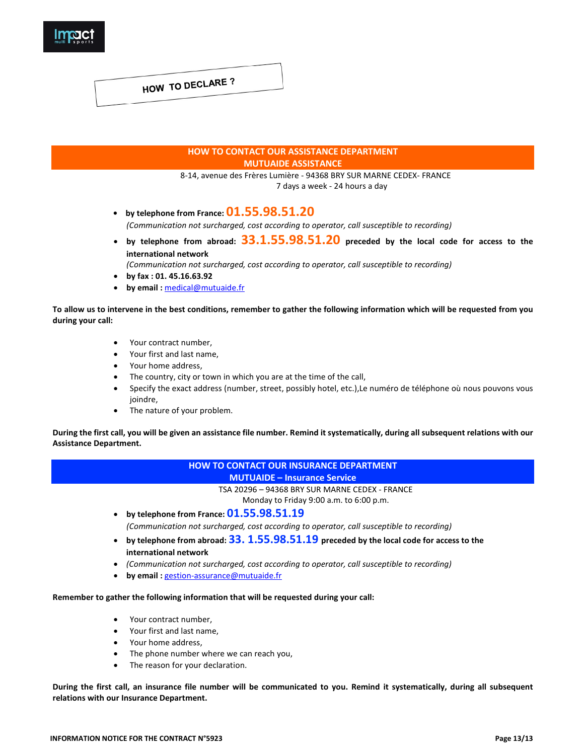# HOW TO DECLARE ?

## HOW TO CONTACT OUR ASSISTANCE DEPARTMENT
## MUTUAIDE ASSISTANCE

8-14, avenue des Frères Lumière - 94368 BRY SUR MARNE CEDEX- FRANCE
7 days a week - 24 hours a day

- **by telephone from France: 01.55.98.51.20**
  *(Communication not surcharged, cost according to operator, call susceptible to recording)*
- **by telephone from abroad: 33.1.55.98.51.20 preceded by the local code for access to the international network**
  *(Communication not surcharged, cost according to operator, call susceptible to recording)*
- **by fax : 01. 45.16.63.92**
- **by email :** medical@mutuaide.fr

**To allow us to intervene in the best conditions, remember to gather the following information which will be requested from you during your call:**

- Your contract number,
- Your first and last name,
- Your home address,
- The country, city or town in which you are at the time of the call,
- Specify the exact address (number, street, possibly hotel, etc.),Le numéro de téléphone où nous pouvons vous joindre,
- The nature of your problem.

**During the first call, you will be given an assistance file number. Remind it systematically, during all subsequent relations with our Assistance Department.**

## HOW TO CONTACT OUR INSURANCE DEPARTMENT
## MUTUAIDE – Insurance Service

TSA 20296 – 94368 BRY SUR MARNE CEDEX - FRANCE
Monday to Friday 9:00 a.m. to 6:00 p.m.

- **by telephone from France: 01.55.98.51.19**
  *(Communication not surcharged, cost according to operator, call susceptible to recording)*
- **by telephone from abroad: 33. 1.55.98.51.19 preceded by the local code for access to the international network**
- *(Communication not surcharged, cost according to operator, call susceptible to recording)*
- **by email :** gestion-assurance@mutuaide.fr

**Remember to gather the following information that will be requested during your call:**

- Your contract number,
- Your first and last name,
- Your home address,
- The phone number where we can reach you,
- The reason for your declaration.

**During the first call, an insurance file number will be communicated to you. Remind it systematically, during all subsequent relations with our Insurance Department.**